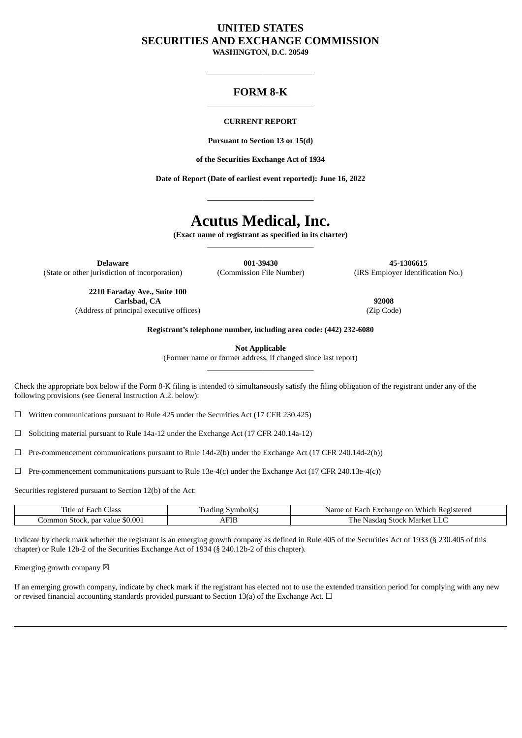# UNITED STATES
# SECURITIES AND EXCHANGE COMMISSION

**WASHINGTON, D.C. 20549**

---

## FORM 8-K

---

**CURRENT REPORT**

**Pursuant to Section 13 or 15(d)**

**of the Securities Exchange Act of 1934**

**Date of Report (Date of earliest event reported): June 16, 2022**

---

# Acutus Medical, Inc.

**(Exact name of registrant as specified in its charter)**

---

| **Delaware** | **001-39430** | **45-1306615** |
|---|---|---|
| (State or other jurisdiction of incorporation) | (Commission File Number) | (IRS Employer Identification No.) |

| **2210 Faraday Ave., Suite 100** **Carlsbad, CA** | **92008** |
|---|---|
| (Address of principal executive offices) | (Zip Code) |

**Registrant's telephone number, including area code: (442) 232-6080**

**Not Applicable**
(Former name or former address, if changed since last report)

---

Check the appropriate box below if the Form 8-K filing is intended to simultaneously satisfy the filing obligation of the registrant under any of the following provisions (see General Instruction A.2. below):

☐ Written communications pursuant to Rule 425 under the Securities Act (17 CFR 230.425)

☐ Soliciting material pursuant to Rule 14a-12 under the Exchange Act (17 CFR 240.14a-12)

☐ Pre-commencement communications pursuant to Rule 14d-2(b) under the Exchange Act (17 CFR 240.14d-2(b))

☐ Pre-commencement communications pursuant to Rule 13e-4(c) under the Exchange Act (17 CFR 240.13e-4(c))

Securities registered pursuant to Section 12(b) of the Act:

| Title of Each Class | Trading Symbol(s) | Name of Each Exchange on Which Registered |
|---|---|---|
| Common Stock, par value $0.001 | AFIB | The Nasdaq Stock Market LLC |

Indicate by check mark whether the registrant is an emerging growth company as defined in Rule 405 of the Securities Act of 1933 (§ 230.405 of this chapter) or Rule 12b-2 of the Securities Exchange Act of 1934 (§ 240.12b-2 of this chapter).

Emerging growth company ☒

If an emerging growth company, indicate by check mark if the registrant has elected not to use the extended transition period for complying with any new or revised financial accounting standards provided pursuant to Section 13(a) of the Exchange Act. ☐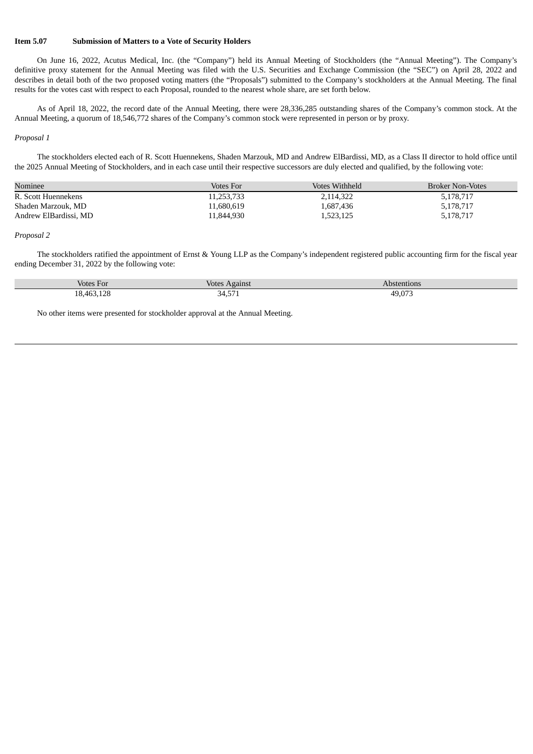**Item 5.07 Submission of Matters to a Vote of Security Holders**

On June 16, 2022, Acutus Medical, Inc. (the "Company") held its Annual Meeting of Stockholders (the "Annual Meeting"). The Company's definitive proxy statement for the Annual Meeting was filed with the U.S. Securities and Exchange Commission (the "SEC") on April 28, 2022 and describes in detail both of the two proposed voting matters (the "Proposals") submitted to the Company's stockholders at the Annual Meeting. The final results for the votes cast with respect to each Proposal, rounded to the nearest whole share, are set forth below.

As of April 18, 2022, the record date of the Annual Meeting, there were 28,336,285 outstanding shares of the Company's common stock. At the Annual Meeting, a quorum of 18,546,772 shares of the Company's common stock were represented in person or by proxy.

*Proposal 1*

The stockholders elected each of R. Scott Huennekens, Shaden Marzouk, MD and Andrew ElBardissi, MD, as a Class II director to hold office until the 2025 Annual Meeting of Stockholders, and in each case until their respective successors are duly elected and qualified, by the following vote:

| Nominee | Votes For | Votes Withheld | Broker Non-Votes |
|---|---|---|---|
| R. Scott Huennekens | 11,253,733 | 2,114,322 | 5,178,717 |
| Shaden Marzouk, MD | 11,680,619 | 1,687,436 | 5,178,717 |
| Andrew ElBardissi, MD | 11,844,930 | 1,523,125 | 5,178,717 |

*Proposal 2*

The stockholders ratified the appointment of Ernst & Young LLP as the Company's independent registered public accounting firm for the fiscal year ending December 31, 2022 by the following vote:

| Votes For | Votes Against | Abstentions |
|---|---|---|
| 18,463,128 | 34,571 | 49,073 |

No other items were presented for stockholder approval at the Annual Meeting.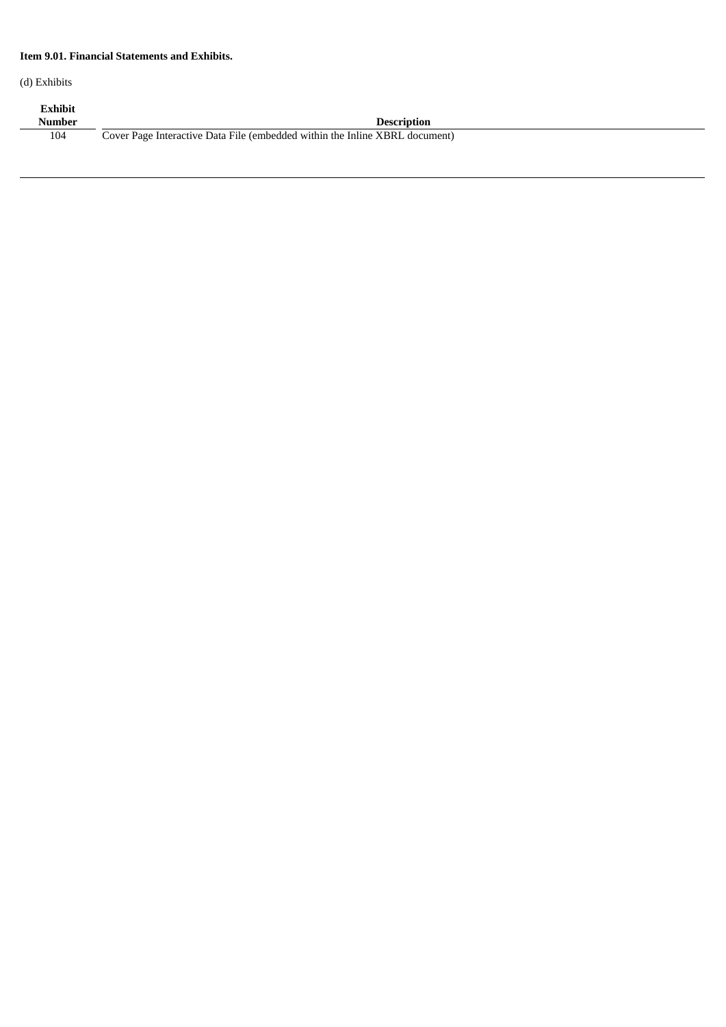**Item 9.01. Financial Statements and Exhibits.**

(d) Exhibits

| Exhibit Number | Description |
|---|---|
| 104 | Cover Page Interactive Data File (embedded within the Inline XBRL document) |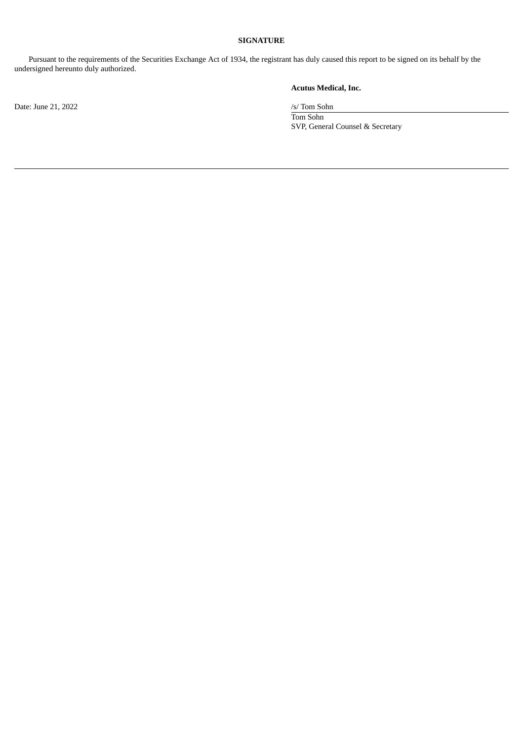## SIGNATURE

Pursuant to the requirements of the Securities Exchange Act of 1934, the registrant has duly caused this report to be signed on its behalf by the undersigned hereunto duly authorized.

**Acutus Medical, Inc.**

Date: June 21, 2022

/s/ Tom Sohn

Tom Sohn

SVP, General Counsel & Secretary